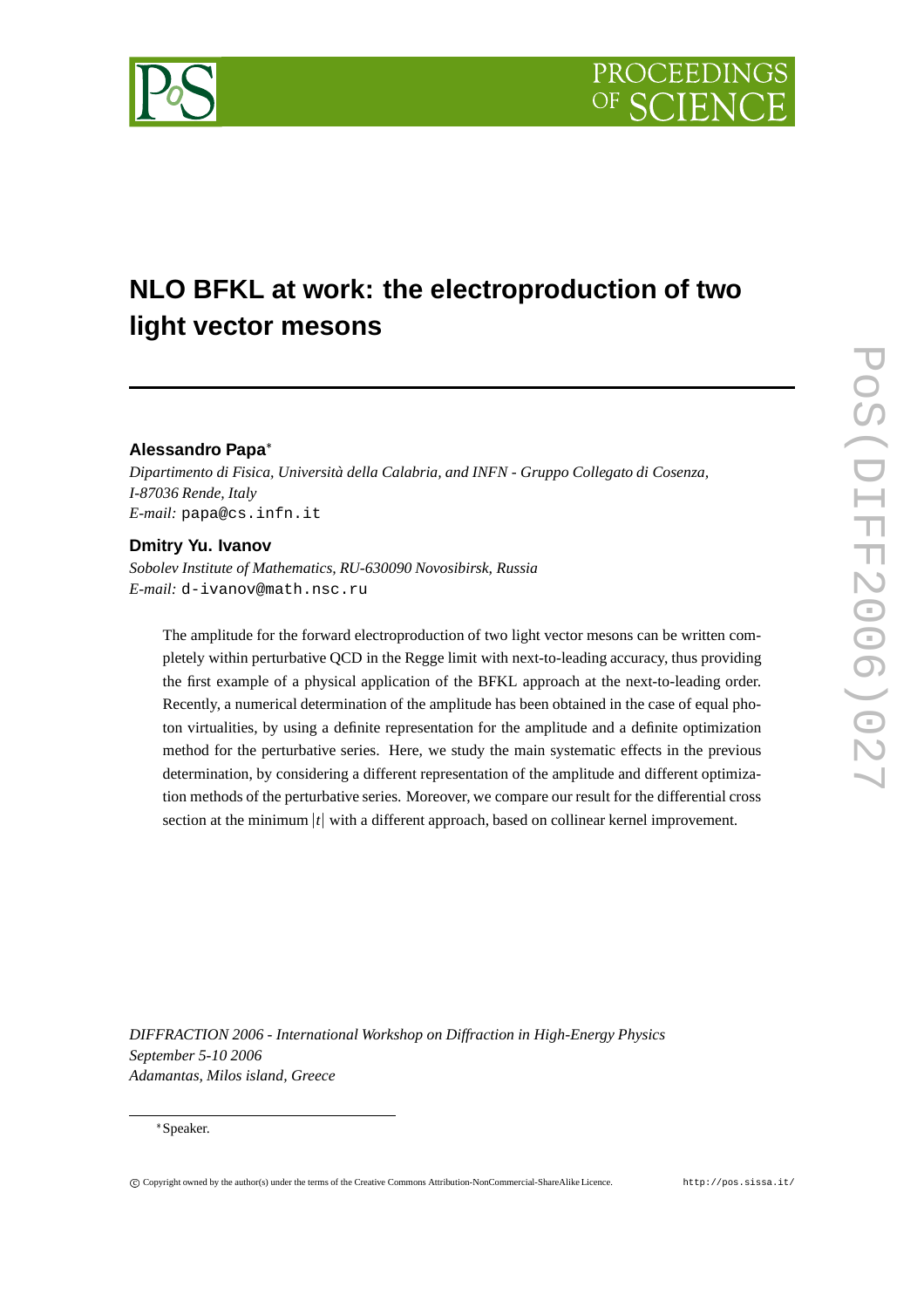# NLO BFKL at work: the electroproduction of two light vector mesons

**Alessandro Papa**[*]

*Dipartimento di Fisica, Università della Calabria, and INFN - Gruppo Collegato di Cosenza, I-87036 Rende, Italy*

*E-mail:* papa@cs.infn.it

**Dmitry Yu. Ivanov**

*Sobolev Institute of Mathematics, RU-630090 Novosibirsk, Russia*

*E-mail:* d-ivanov@math.nsc.ru

The amplitude for the forward electroproduction of two light vector mesons can be written completely within perturbative QCD in the Regge limit with next-to-leading accuracy, thus providing the first example of a physical application of the BFKL approach at the next-to-leading order. Recently, a numerical determination of the amplitude has been obtained in the case of equal photon virtualities, by using a definite representation for the amplitude and a definite optimization method for the perturbative series. Here, we study the main systematic effects in the previous determination, by considering a different representation of the amplitude and different optimization methods of the perturbative series. Moreover, we compare our result for the differential cross section at the minimum $|t|$ with a different approach, based on collinear kernel improvement.

*DIFFRACTION 2006 - International Workshop on Diffraction in High-Energy Physics*
*September 5-10 2006*
*Adamantas, Milos island, Greece*

[*] Speaker.

© Copyright owned by the author(s) under the terms of the Creative Commons Attribution-NonCommercial-ShareAlike Licence. http://pos.sissa.it/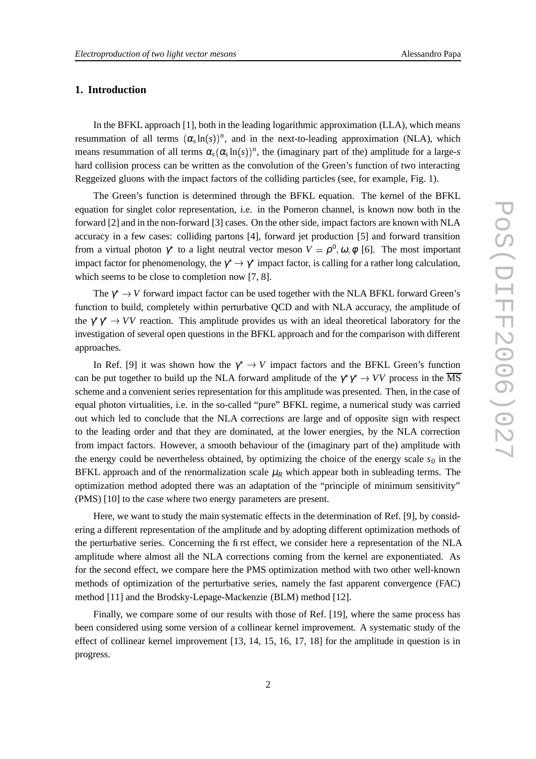## 1. Introduction

In the BFKL approach [1], both in the leading logarithmic approximation (LLA), which means resummation of all terms $(\alpha_s \ln(s))^n$, and in the next-to-leading approximation (NLA), which means resummation of all terms $\alpha_s(\alpha_s \ln(s))^n$, the (imaginary part of the) amplitude for a large-$s$ hard collision process can be written as the convolution of the Green's function of two interacting Reggeized gluons with the impact factors of the colliding particles (see, for example, Fig. 1).

The Green's function is determined through the BFKL equation. The kernel of the BFKL equation for singlet color representation, i.e. in the Pomeron channel, is known now both in the forward [2] and in the non-forward [3] cases. On the other side, impact factors are known with NLA accuracy in a few cases: colliding partons [4], forward jet production [5] and forward transition from a virtual photon $\gamma^*$ to a light neutral vector meson $V = \rho^0, \omega, \phi$ [6]. The most important impact factor for phenomenology, the $\gamma^* \to \gamma^*$ impact factor, is calling for a rather long calculation, which seems to be close to completion now [7, 8].

The $\gamma^* \to V$ forward impact factor can be used together with the NLA BFKL forward Green's function to build, completely within perturbative QCD and with NLA accuracy, the amplitude of the $\gamma^*\gamma^* \to VV$ reaction. This amplitude provides us with an ideal theoretical laboratory for the investigation of several open questions in the BFKL approach and for the comparison with different approaches.

In Ref. [9] it was shown how the $\gamma^* \to V$ impact factors and the BFKL Green's function can be put together to build up the NLA forward amplitude of the $\gamma^*\gamma^* \to VV$ process in the $\overline{\text{MS}}$ scheme and a convenient series representation for this amplitude was presented. Then, in the case of equal photon virtualities, i.e. in the so-called "pure" BFKL regime, a numerical study was carried out which led to conclude that the NLA corrections are large and of opposite sign with respect to the leading order and that they are dominated, at the lower energies, by the NLA correction from impact factors. However, a smooth behaviour of the (imaginary part of the) amplitude with the energy could be nevertheless obtained, by optimizing the choice of the energy scale $s_0$ in the BFKL approach and of the renormalization scale $\mu_R$ which appear both in subleading terms. The optimization method adopted there was an adaptation of the "principle of minimum sensitivity" (PMS) [10] to the case where two energy parameters are present.

Here, we want to study the main systematic effects in the determination of Ref. [9], by considering a different representation of the amplitude and by adopting different optimization methods of the perturbative series. Concerning the first effect, we consider here a representation of the NLA amplitude where almost all the NLA corrections coming from the kernel are exponentiated. As for the second effect, we compare here the PMS optimization method with two other well-known methods of optimization of the perturbative series, namely the fast apparent convergence (FAC) method [11] and the Brodsky-Lepage-Mackenzie (BLM) method [12].

Finally, we compare some of our results with those of Ref. [19], where the same process has been considered using some version of a collinear kernel improvement. A systematic study of the effect of collinear kernel improvement [13, 14, 15, 16, 17, 18] for the amplitude in question is in progress.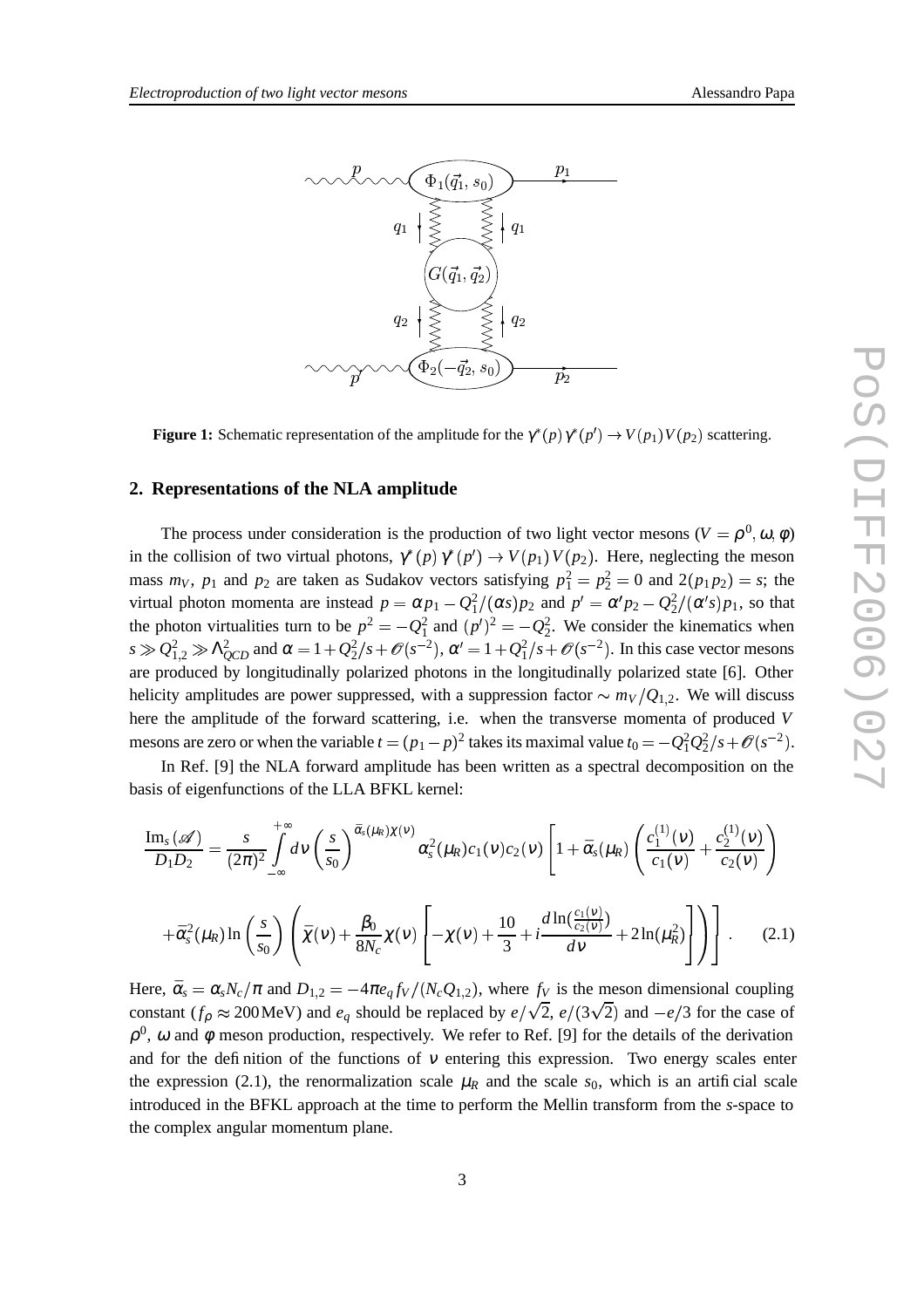**Figure 1:** Schematic representation of the amplitude for the $\gamma^*(p)\,\gamma^*(p') \to V(p_1)V(p_2)$ scattering.

## 2. Representations of the NLA amplitude

The process under consideration is the production of two light vector mesons ($V = \rho^0, \omega, \phi$) in the collision of two virtual photons, $\gamma^*(p)\,\gamma^*(p') \to V(p_1)\,V(p_2)$. Here, neglecting the meson mass $m_V$, $p_1$ and $p_2$ are taken as Sudakov vectors satisfying $p_1^2 = p_2^2 = 0$ and $2(p_1 p_2) = s$; the virtual photon momenta are instead $p = \alpha p_1 - Q_1^2/(\alpha s)p_2$ and $p' = \alpha' p_2 - Q_2^2/(\alpha' s)p_1$, so that the photon virtualities turn to be $p^2 = -Q_1^2$ and $(p')^2 = -Q_2^2$. We consider the kinematics when $s \gg Q_{1,2}^2 \gg \Lambda_{QCD}^2$ and $\alpha = 1 + Q_2^2/s + \mathscr{O}(s^{-2})$, $\alpha' = 1 + Q_1^2/s + \mathscr{O}(s^{-2})$. In this case vector mesons are produced by longitudinally polarized photons in the longitudinally polarized state [6]. Other helicity amplitudes are power suppressed, with a suppression factor $\sim m_V/Q_{1,2}$. We will discuss here the amplitude of the forward scattering, i.e. when the transverse momenta of produced $V$ mesons are zero or when the variable $t = (p_1 - p)^2$ takes its maximal value $t_0 = -Q_1^2 Q_2^2/s + \mathscr{O}(s^{-2})$.

In Ref. [9] the NLA forward amplitude has been written as a spectral decomposition on the basis of eigenfunctions of the LLA BFKL kernel:

$$
\frac{\mathrm{Im}_s(\mathscr{A})}{D_1 D_2} = \frac{s}{(2\pi)^2} \int_{-\infty}^{+\infty} d\nu \left(\frac{s}{s_0}\right)^{\bar{\alpha}_s(\mu_R)\chi(\nu)} \alpha_s^2(\mu_R) c_1(\nu) c_2(\nu) \left[1 + \bar{\alpha}_s(\mu_R)\left(\frac{c_1^{(1)}(\nu)}{c_1(\nu)} + \frac{c_2^{(1)}(\nu)}{c_2(\nu)}\right)\right.
$$

$$
\left. + \bar{\alpha}_s^2(\mu_R) \ln\left(\frac{s}{s_0}\right) \left(\bar{\chi}(\nu) + \frac{\beta_0}{8N_c}\chi(\nu)\left[-\chi(\nu) + \frac{10}{3} + i\frac{d\ln\left(\frac{c_1(\nu)}{c_2(\nu)}\right)}{d\nu} + 2\ln(\mu_R^2)\right]\right)\right]. \qquad (2.1)
$$

Here, $\bar{\alpha}_s = \alpha_s N_c/\pi$ and $D_{1,2} = -4\pi e_q f_V/(N_c Q_{1,2})$, where $f_V$ is the meson dimensional coupling constant ($f_\rho \approx 200\,\mathrm{MeV}$) and $e_q$ should be replaced by $e/\sqrt{2}$, $e/(3\sqrt{2})$ and $-e/3$ for the case of $\rho^0$, $\omega$ and $\phi$ meson production, respectively. We refer to Ref. [9] for the details of the derivation and for the definition of the functions of $\nu$ entering this expression. Two energy scales enter the expression (2.1), the renormalization scale $\mu_R$ and the scale $s_0$, which is an artificial scale introduced in the BFKL approach at the time to perform the Mellin transform from the $s$-space to the complex angular momentum plane.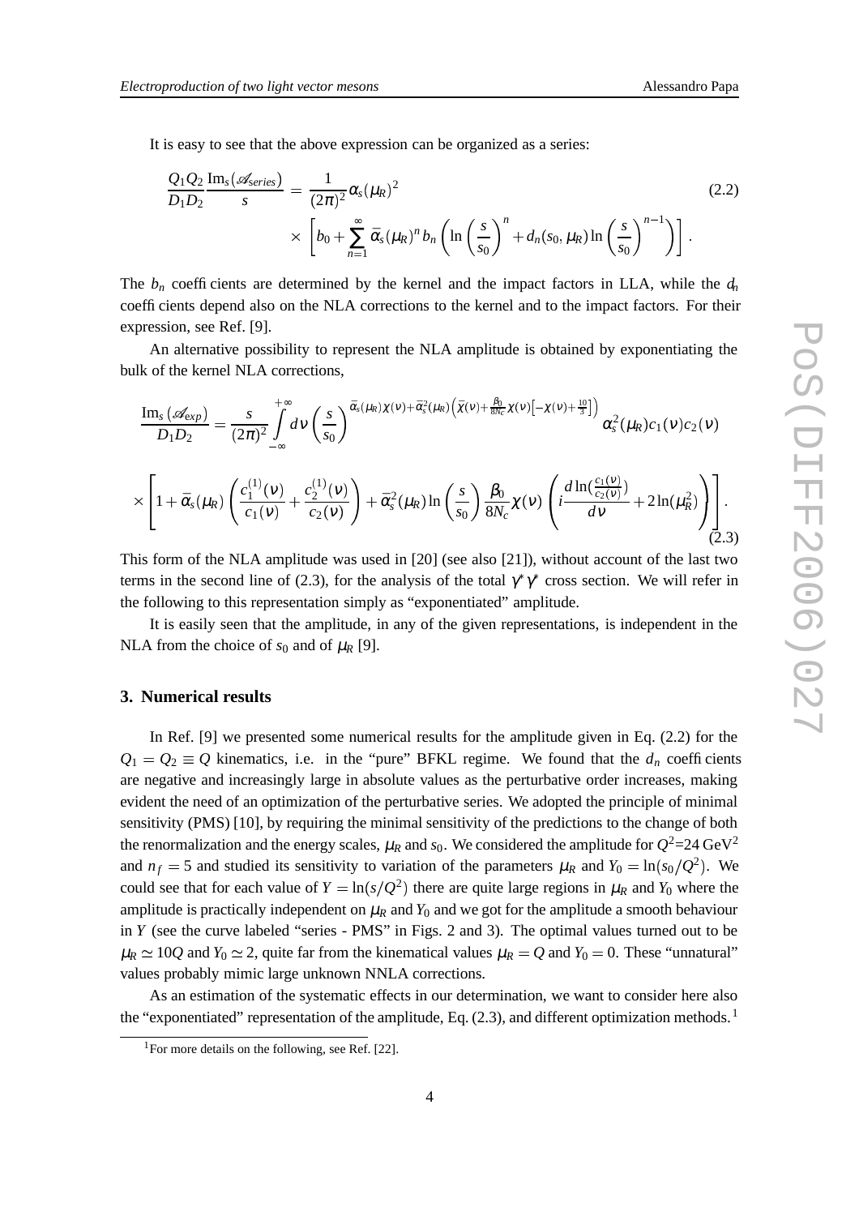It is easy to see that the above expression can be organized as a series:

$$\frac{Q_1 Q_2}{D_1 D_2} \frac{\mathrm{Im}_s(\mathscr{A}_{series})}{s} = \frac{1}{(2\pi)^2} \alpha_s(\mu_R)^2 \times \left[ b_0 + \sum_{n=1}^{\infty} \bar{\alpha}_s(\mu_R)^n b_n \left( \ln\left(\frac{s}{s_0}\right)^n + d_n(s_0, \mu_R) \ln\left(\frac{s}{s_0}\right)^{n-1} \right) \right]. \tag{2.2}$$

The $b_n$ coefficients are determined by the kernel and the impact factors in LLA, while the $d_n$ coefficients depend also on the NLA corrections to the kernel and to the impact factors. For their expression, see Ref. [9].

An alternative possibility to represent the NLA amplitude is obtained by exponentiating the bulk of the kernel NLA corrections,

$$\frac{\mathrm{Im}_s(\mathscr{A}_{exp})}{D_1 D_2} = \frac{s}{(2\pi)^2} \int_{-\infty}^{+\infty} d\nu \left(\frac{s}{s_0}\right)^{\bar{\alpha}_s(\mu_R)\chi(\nu) + \bar{\alpha}_s^2(\mu_R)\left(\bar{\chi}(\nu) + \frac{\beta_0}{8N_c}\chi(\nu)\left[-\chi(\nu) + \frac{10}{3}\right]\right)} \alpha_s^2(\mu_R) c_1(\nu) c_2(\nu)$$

$$\times \left[ 1 + \bar{\alpha}_s(\mu_R) \left( \frac{c_1^{(1)}(\nu)}{c_1(\nu)} + \frac{c_2^{(1)}(\nu)}{c_2(\nu)} \right) + \bar{\alpha}_s^2(\mu_R) \ln\left(\frac{s}{s_0}\right) \frac{\beta_0}{8N_c} \chi(\nu) \left( i \frac{d \ln\left(\frac{c_1(\nu)}{c_2(\nu)}\right)}{d\nu} + 2\ln(\mu_R^2) \right) \right]. \tag{2.3}$$

This form of the NLA amplitude was used in [20] (see also [21]), without account of the last two terms in the second line of (2.3), for the analysis of the total $\gamma^*\gamma^*$ cross section. We will refer in the following to this representation simply as "exponentiated" amplitude.

It is easily seen that the amplitude, in any of the given representations, is independent in the NLA from the choice of $s_0$ and of $\mu_R$ [9].

## 3. Numerical results

In Ref. [9] we presented some numerical results for the amplitude given in Eq. (2.2) for the $Q_1 = Q_2 \equiv Q$ kinematics, i.e. in the "pure" BFKL regime. We found that the $d_n$ coefficients are negative and increasingly large in absolute values as the perturbative order increases, making evident the need of an optimization of the perturbative series. We adopted the principle of minimal sensitivity (PMS) [10], by requiring the minimal sensitivity of the predictions to the change of both the renormalization and the energy scales, $\mu_R$ and $s_0$. We considered the amplitude for $Q^2$=24 GeV$^2$ and $n_f = 5$ and studied its sensitivity to variation of the parameters $\mu_R$ and $Y_0 = \ln(s_0/Q^2)$. We could see that for each value of $Y = \ln(s/Q^2)$ there are quite large regions in $\mu_R$ and $Y_0$ where the amplitude is practically independent on $\mu_R$ and $Y_0$ and we got for the amplitude a smooth behaviour in $Y$ (see the curve labeled "series - PMS" in Figs. 2 and 3). The optimal values turned out to be $\mu_R \simeq 10Q$ and $Y_0 \simeq 2$, quite far from the kinematical values $\mu_R = Q$ and $Y_0 = 0$. These "unnatural" values probably mimic large unknown NNLA corrections.

As an estimation of the systematic effects in our determination, we want to consider here also the "exponentiated" representation of the amplitude, Eq. (2.3), and different optimization methods.[1]

[1]For more details on the following, see Ref. [22].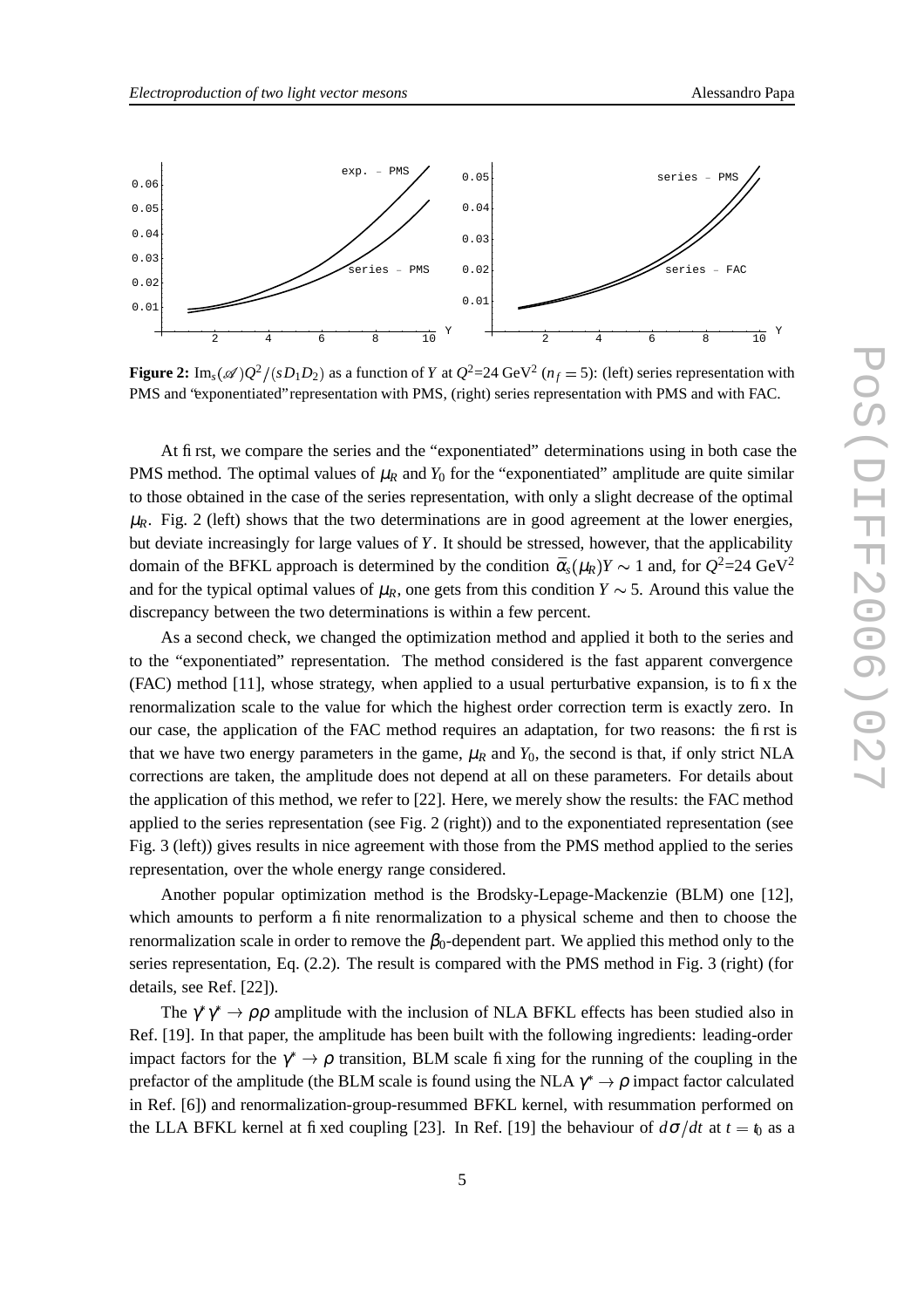exp. – PMS

series – PMS

0.06
0.05
0.04
0.03
0.02
0.01

2 4 6 8 10 Y

series – PMS

series – FAC

0.05
0.04
0.03
0.02
0.01

2 4 6 8 10 Y

**Figure 2:** $\mathrm{Im}_s(\mathscr{A})Q^2/(sD_1D_2)$ as a function of $Y$ at $Q^2$=24 GeV$^2$ ($n_f = 5$): (left) series representation with PMS and "exponentiated" representation with PMS, (right) series representation with PMS and with FAC.

At first, we compare the series and the "exponentiated" determinations using in both case the PMS method. The optimal values of $\mu_R$ and $Y_0$ for the "exponentiated" amplitude are quite similar to those obtained in the case of the series representation, with only a slight decrease of the optimal $\mu_R$. Fig. 2 (left) shows that the two determinations are in good agreement at the lower energies, but deviate increasingly for large values of $Y$. It should be stressed, however, that the applicability domain of the BFKL approach is determined by the condition $\bar{\alpha}_s(\mu_R)Y \sim 1$ and, for $Q^2$=24 GeV$^2$ and for the typical optimal values of $\mu_R$, one gets from this condition $Y \sim 5$. Around this value the discrepancy between the two determinations is within a few percent.

As a second check, we changed the optimization method and applied it both to the series and to the "exponentiated" representation. The method considered is the fast apparent convergence (FAC) method [11], whose strategy, when applied to a usual perturbative expansion, is to fix the renormalization scale to the value for which the highest order correction term is exactly zero. In our case, the application of the FAC method requires an adaptation, for two reasons: the first is that we have two energy parameters in the game, $\mu_R$ and $Y_0$, the second is that, if only strict NLA corrections are taken, the amplitude does not depend at all on these parameters. For details about the application of this method, we refer to [22]. Here, we merely show the results: the FAC method applied to the series representation (see Fig. 2 (right)) and to the exponentiated representation (see Fig. 3 (left)) gives results in nice agreement with those from the PMS method applied to the series representation, over the whole energy range considered.

Another popular optimization method is the Brodsky-Lepage-Mackenzie (BLM) one [12], which amounts to perform a finite renormalization to a physical scheme and then to choose the renormalization scale in order to remove the $\beta_0$-dependent part. We applied this method only to the series representation, Eq. (2.2). The result is compared with the PMS method in Fig. 3 (right) (for details, see Ref. [22]).

The $\gamma^*\gamma^* \to \rho\rho$ amplitude with the inclusion of NLA BFKL effects has been studied also in Ref. [19]. In that paper, the amplitude has been built with the following ingredients: leading-order impact factors for the $\gamma^* \to \rho$ transition, BLM scale fixing for the running of the coupling in the prefactor of the amplitude (the BLM scale is found using the NLA $\gamma^* \to \rho$ impact factor calculated in Ref. [6]) and renormalization-group-resummed BFKL kernel, with resummation performed on the LLA BFKL kernel at fixed coupling [23]. In Ref. [19] the behaviour of $d\sigma/dt$ at $t = t_0$ as a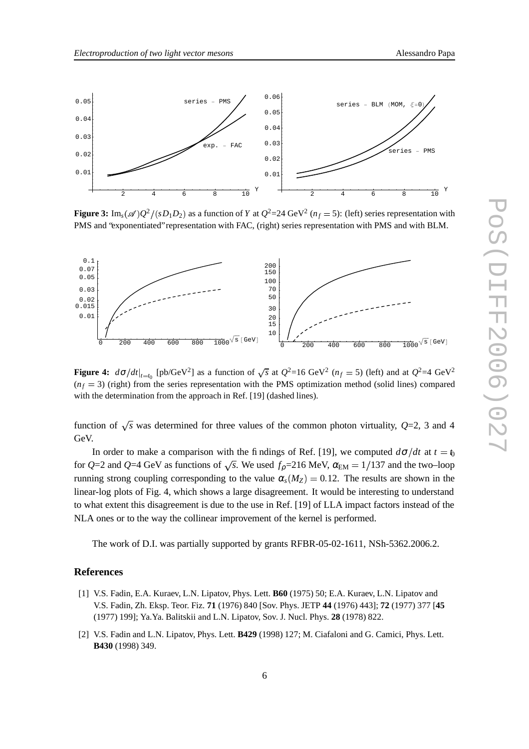0.05
0.04
0.03
0.02
0.01
series – PMS
exp. – FAC
2 4 6 8 10 Y

0.06
0.05
0.04
0.03
0.02
0.01
series – BLM (MOM, $\xi$=0)
series – PMS
2 4 6 8 10 Y

**Figure 3:** $\mathrm{Im}_s(\mathscr{A})Q^2/(sD_1D_2)$ as a function of $Y$ at $Q^2$=24 GeV$^2$ ($n_f = 5$): (left) series representation with PMS and "exponentiated" representation with FAC, (right) series representation with PMS and with BLM.

0.1
0.07
0.05
0.03
0.02
0.015
0.01
0 200 400 600 800 1000 $\sqrt{s}$ [GeV]

200
150
100
70
50
30
20
15
10
0 200 400 600 800 1000 $\sqrt{s}$ [GeV]

**Figure 4:** $d\sigma/dt|_{t=t_0}$ [pb/GeV$^2$] as a function of $\sqrt{s}$ at $Q^2$=16 GeV$^2$ ($n_f = 5$) (left) and at $Q^2$=4 GeV$^2$ ($n_f = 3$) (right) from the series representation with the PMS optimization method (solid lines) compared with the determination from the approach in Ref. [19] (dashed lines).

function of $\sqrt{s}$ was determined for three values of the common photon virtuality, $Q$=2, 3 and 4 GeV.

In order to make a comparison with the findings of Ref. [19], we computed $d\sigma/dt$ at $t = t_0$ for $Q$=2 and $Q$=4 GeV as functions of $\sqrt{s}$. We used $f_\rho$=216 MeV, $\alpha_{\rm EM} = 1/137$ and the two–loop running strong coupling corresponding to the value $\alpha_s(M_Z) = 0.12$. The results are shown in the linear-log plots of Fig. 4, which shows a large disagreement. It would be interesting to understand to what extent this disagreement is due to the use in Ref. [19] of LLA impact factors instead of the NLA ones or to the way the collinear improvement of the kernel is performed.

The work of D.I. was partially supported by grants RFBR-05-02-1611, NSh-5362.2006.2.

## References

[1] V.S. Fadin, E.A. Kuraev, L.N. Lipatov, Phys. Lett. **B60** (1975) 50; E.A. Kuraev, L.N. Lipatov and V.S. Fadin, Zh. Eksp. Teor. Fiz. **71** (1976) 840 [Sov. Phys. JETP **44** (1976) 443]; **72** (1977) 377 [**45** (1977) 199]; Ya.Ya. Balitskii and L.N. Lipatov, Sov. J. Nucl. Phys. **28** (1978) 822.

[2] V.S. Fadin and L.N. Lipatov, Phys. Lett. **B429** (1998) 127; M. Ciafaloni and G. Camici, Phys. Lett. **B430** (1998) 349.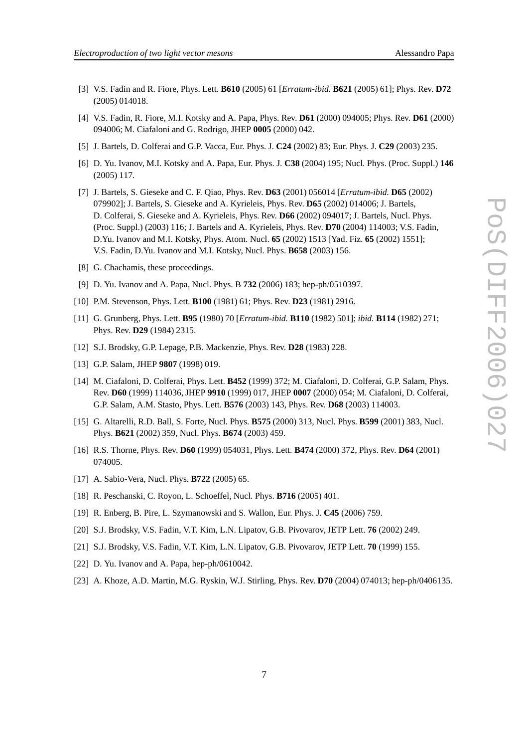[3] V.S. Fadin and R. Fiore, Phys. Lett. **B610** (2005) 61 [*Erratum-ibid.* **B621** (2005) 61]; Phys. Rev. **D72** (2005) 014018.

[4] V.S. Fadin, R. Fiore, M.I. Kotsky and A. Papa, Phys. Rev. **D61** (2000) 094005; Phys. Rev. **D61** (2000) 094006; M. Ciafaloni and G. Rodrigo, JHEP **0005** (2000) 042.

[5] J. Bartels, D. Colferai and G.P. Vacca, Eur. Phys. J. **C24** (2002) 83; Eur. Phys. J. **C29** (2003) 235.

[6] D. Yu. Ivanov, M.I. Kotsky and A. Papa, Eur. Phys. J. **C38** (2004) 195; Nucl. Phys. (Proc. Suppl.) **146** (2005) 117.

[7] J. Bartels, S. Gieseke and C. F. Qiao, Phys. Rev. **D63** (2001) 056014 [*Erratum-ibid.* **D65** (2002) 079902]; J. Bartels, S. Gieseke and A. Kyrieleis, Phys. Rev. **D65** (2002) 014006; J. Bartels, D. Colferai, S. Gieseke and A. Kyrieleis, Phys. Rev. **D66** (2002) 094017; J. Bartels, Nucl. Phys. (Proc. Suppl.) (2003) 116; J. Bartels and A. Kyrieleis, Phys. Rev. **D70** (2004) 114003; V.S. Fadin, D.Yu. Ivanov and M.I. Kotsky, Phys. Atom. Nucl. **65** (2002) 1513 [Yad. Fiz. **65** (2002) 1551]; V.S. Fadin, D.Yu. Ivanov and M.I. Kotsky, Nucl. Phys. **B658** (2003) 156.

[8] G. Chachamis, these proceedings.

[9] D. Yu. Ivanov and A. Papa, Nucl. Phys. B **732** (2006) 183; hep-ph/0510397.

[10] P.M. Stevenson, Phys. Lett. **B100** (1981) 61; Phys. Rev. **D23** (1981) 2916.

[11] G. Grunberg, Phys. Lett. **B95** (1980) 70 [*Erratum-ibid.* **B110** (1982) 501]; *ibid.* **B114** (1982) 271; Phys. Rev. **D29** (1984) 2315.

[12] S.J. Brodsky, G.P. Lepage, P.B. Mackenzie, Phys. Rev. **D28** (1983) 228.

[13] G.P. Salam, JHEP **9807** (1998) 019.

[14] M. Ciafaloni, D. Colferai, Phys. Lett. **B452** (1999) 372; M. Ciafaloni, D. Colferai, G.P. Salam, Phys. Rev. **D60** (1999) 114036, JHEP **9910** (1999) 017, JHEP **0007** (2000) 054; M. Ciafaloni, D. Colferai, G.P. Salam, A.M. Stasto, Phys. Lett. **B576** (2003) 143, Phys. Rev. **D68** (2003) 114003.

[15] G. Altarelli, R.D. Ball, S. Forte, Nucl. Phys. **B575** (2000) 313, Nucl. Phys. **B599** (2001) 383, Nucl. Phys. **B621** (2002) 359, Nucl. Phys. **B674** (2003) 459.

[16] R.S. Thorne, Phys. Rev. **D60** (1999) 054031, Phys. Lett. **B474** (2000) 372, Phys. Rev. **D64** (2001) 074005.

[17] A. Sabio-Vera, Nucl. Phys. **B722** (2005) 65.

[18] R. Peschanski, C. Royon, L. Schoeffel, Nucl. Phys. **B716** (2005) 401.

[19] R. Enberg, B. Pire, L. Szymanowski and S. Wallon, Eur. Phys. J. **C45** (2006) 759.

[20] S.J. Brodsky, V.S. Fadin, V.T. Kim, L.N. Lipatov, G.B. Pivovarov, JETP Lett. **76** (2002) 249.

[21] S.J. Brodsky, V.S. Fadin, V.T. Kim, L.N. Lipatov, G.B. Pivovarov, JETP Lett. **70** (1999) 155.

[22] D. Yu. Ivanov and A. Papa, hep-ph/0610042.

[23] A. Khoze, A.D. Martin, M.G. Ryskin, W.J. Stirling, Phys. Rev. **D70** (2004) 074013; hep-ph/0406135.